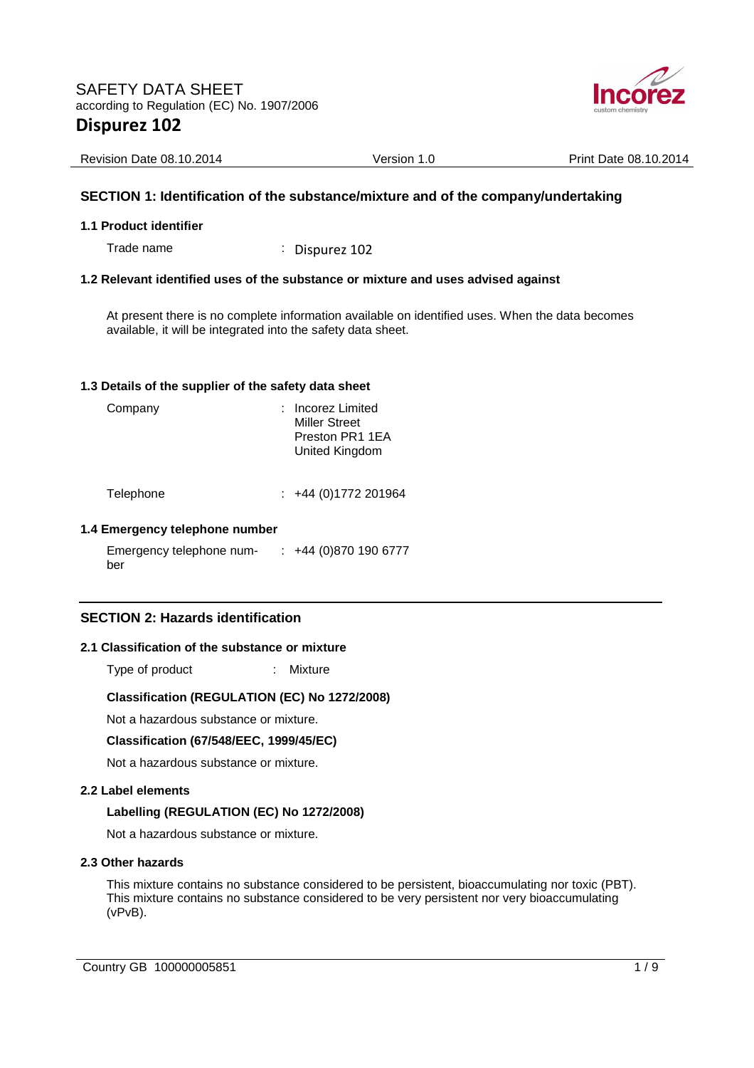SAFETY DATA SHEET
according to Regulation (EC) No. 1907/2006

# Dispurez 102

Revision Date 08.10.2014 | Version 1.0 | Print Date 08.10.2014

## SECTION 1: Identification of the substance/mixture and of the company/undertaking

### 1.1 Product identifier

Trade name : Dispurez 102

### 1.2 Relevant identified uses of the substance or mixture and uses advised against

At present there is no complete information available on identified uses. When the data becomes available, it will be integrated into the safety data sheet.

### 1.3 Details of the supplier of the safety data sheet

Company : Incorez Limited
Miller Street
Preston PR1 1EA
United Kingdom

Telephone : +44 (0)1772 201964

### 1.4 Emergency telephone number

Emergency telephone number : +44 (0)870 190 6777

## SECTION 2: Hazards identification

### 2.1 Classification of the substance or mixture

Type of product : Mixture

**Classification (REGULATION (EC) No 1272/2008)**

Not a hazardous substance or mixture.

**Classification (67/548/EEC, 1999/45/EC)**

Not a hazardous substance or mixture.

### 2.2 Label elements

**Labelling (REGULATION (EC) No 1272/2008)**

Not a hazardous substance or mixture.

### 2.3 Other hazards

This mixture contains no substance considered to be persistent, bioaccumulating nor toxic (PBT).
This mixture contains no substance considered to be very persistent nor very bioaccumulating (vPvB).

Country GB 100000005851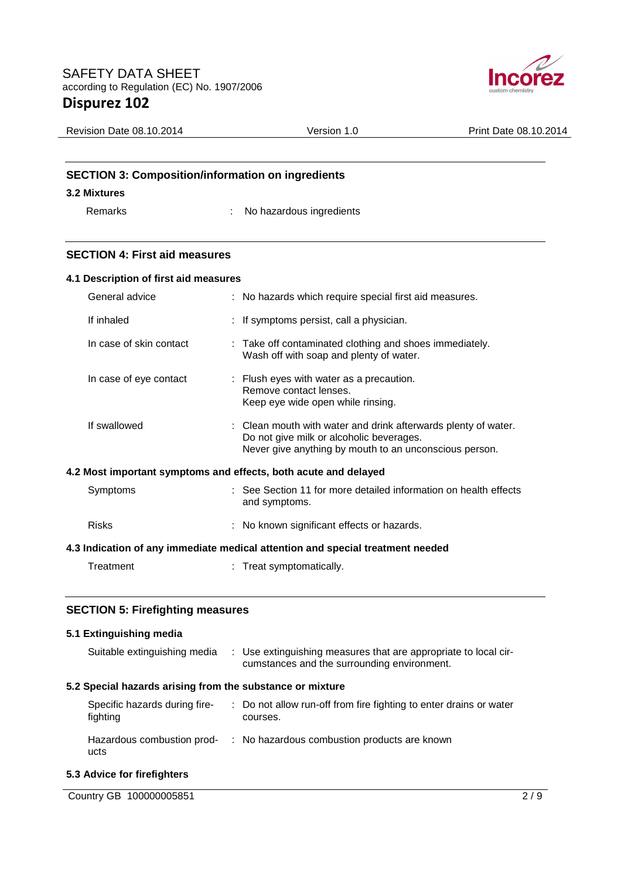## SECTION 3: Composition/information on ingredients

### 3.2 Mixtures

Remarks : No hazardous ingredients

## SECTION 4: First aid measures

### 4.1 Description of first aid measures

| | |
|---|---|
| General advice | : No hazards which require special first aid measures. |
| If inhaled | : If symptoms persist, call a physician. |
| In case of skin contact | : Take off contaminated clothing and shoes immediately. Wash off with soap and plenty of water. |
| In case of eye contact | : Flush eyes with water as a precaution. Remove contact lenses. Keep eye wide open while rinsing. |
| If swallowed | : Clean mouth with water and drink afterwards plenty of water. Do not give milk or alcoholic beverages. Never give anything by mouth to an unconscious person. |

### 4.2 Most important symptoms and effects, both acute and delayed

| | |
|---|---|
| Symptoms | : See Section 11 for more detailed information on health effects and symptoms. |
| Risks | : No known significant effects or hazards. |

### 4.3 Indication of any immediate medical attention and special treatment needed

Treatment : Treat symptomatically.

## SECTION 5: Firefighting measures

### 5.1 Extinguishing media

Suitable extinguishing media : Use extinguishing measures that are appropriate to local circumstances and the surrounding environment.

### 5.2 Special hazards arising from the substance or mixture

| | |
|---|---|
| Specific hazards during firefighting | : Do not allow run-off from fire fighting to enter drains or water courses. |
| Hazardous combustion products | : No hazardous combustion products are known |

### 5.3 Advice for firefighters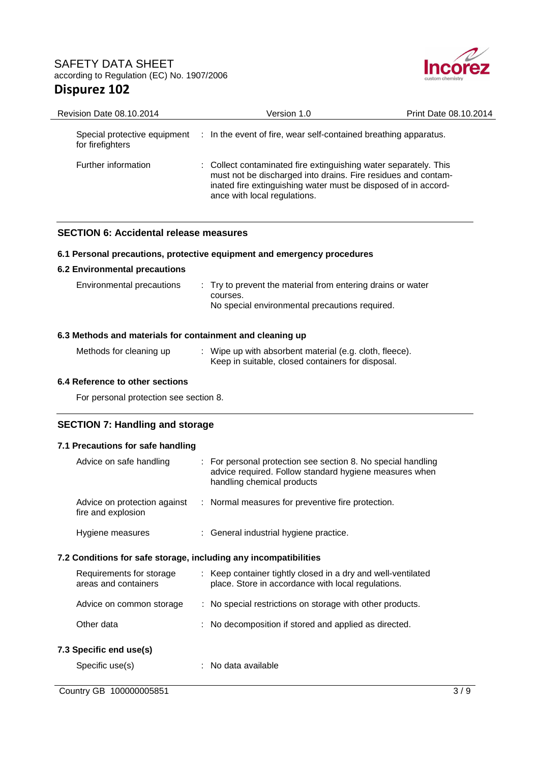| | |
|---|---|
| Special protective equipment for firefighters | : In the event of fire, wear self-contained breathing apparatus. |
| Further information | : Collect contaminated fire extinguishing water separately. This must not be discharged into drains. Fire residues and contaminated fire extinguishing water must be disposed of in accordance with local regulations. |

## SECTION 6: Accidental release measures

### 6.1 Personal precautions, protective equipment and emergency procedures

### 6.2 Environmental precautions

| | |
|---|---|
| Environmental precautions | : Try to prevent the material from entering drains or water courses. No special environmental precautions required. |

### 6.3 Methods and materials for containment and cleaning up

| | |
|---|---|
| Methods for cleaning up | : Wipe up with absorbent material (e.g. cloth, fleece). Keep in suitable, closed containers for disposal. |

### 6.4 Reference to other sections

For personal protection see section 8.

## SECTION 7: Handling and storage

### 7.1 Precautions for safe handling

| | |
|---|---|
| Advice on safe handling | : For personal protection see section 8. No special handling advice required. Follow standard hygiene measures when handling chemical products |
| Advice on protection against fire and explosion | : Normal measures for preventive fire protection. |
| Hygiene measures | : General industrial hygiene practice. |

### 7.2 Conditions for safe storage, including any incompatibilities

| | |
|---|---|
| Requirements for storage areas and containers | : Keep container tightly closed in a dry and well-ventilated place. Store in accordance with local regulations. |
| Advice on common storage | : No special restrictions on storage with other products. |
| Other data | : No decomposition if stored and applied as directed. |

### 7.3 Specific end use(s)

| | |
|---|---|
| Specific use(s) | : No data available |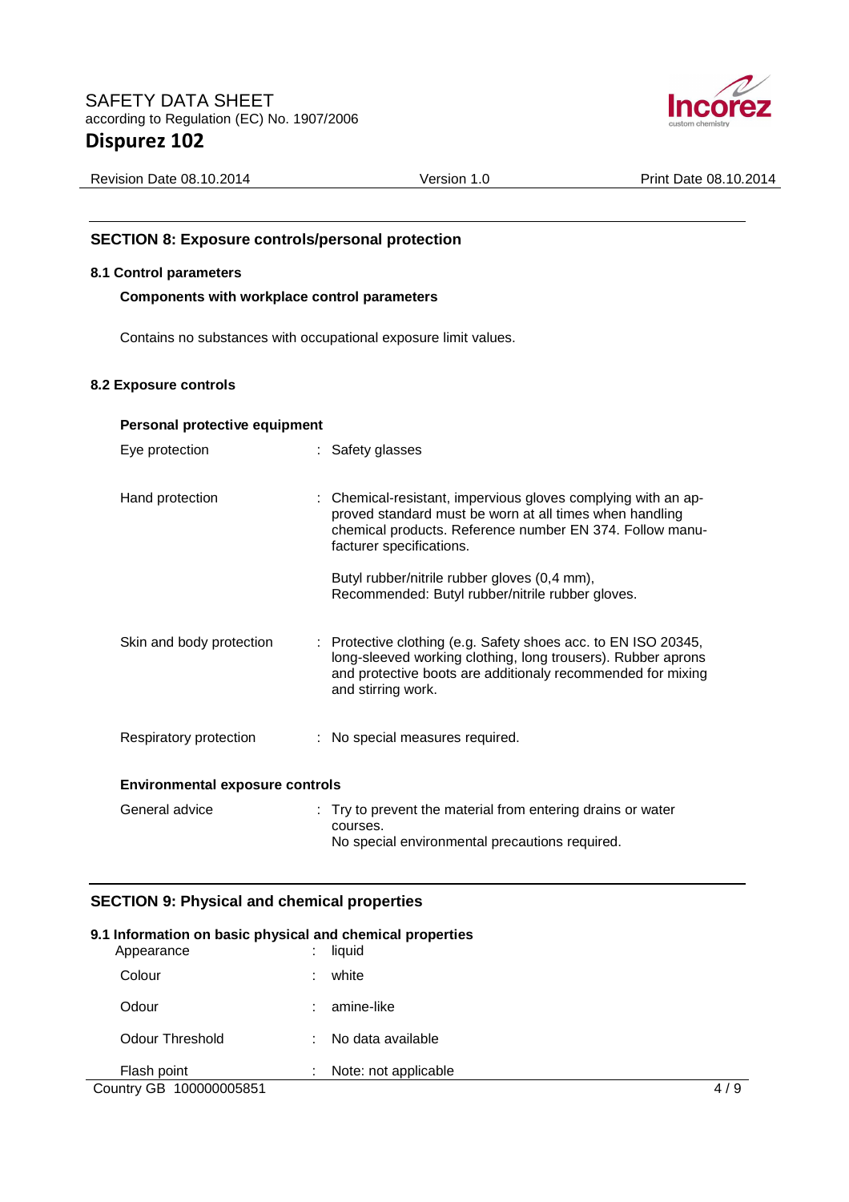## SECTION 8: Exposure controls/personal protection

### 8.1 Control parameters

**Components with workplace control parameters**

Contains no substances with occupational exposure limit values.

### 8.2 Exposure controls

**Personal protective equipment**

| | |
|---|---|
| Eye protection | : Safety glasses |
| Hand protection | : Chemical-resistant, impervious gloves complying with an approved standard must be worn at all times when handling chemical products. Reference number EN 374. Follow manufacturer specifications.<br><br>Butyl rubber/nitrile rubber gloves (0,4 mm), Recommended: Butyl rubber/nitrile rubber gloves. |
| Skin and body protection | : Protective clothing (e.g. Safety shoes acc. to EN ISO 20345, long-sleeved working clothing, long trousers). Rubber aprons and protective boots are additionaly recommended for mixing and stirring work. |
| Respiratory protection | : No special measures required. |

**Environmental exposure controls**

| | |
|---|---|
| General advice | : Try to prevent the material from entering drains or water courses.<br>No special environmental precautions required. |

## SECTION 9: Physical and chemical properties

### 9.1 Information on basic physical and chemical properties

| | |
|---|---|
| Appearance | : liquid |
| Colour | : white |
| Odour | : amine-like |
| Odour Threshold | : No data available |
| Flash point | : Note: not applicable |

Country GB 100000005851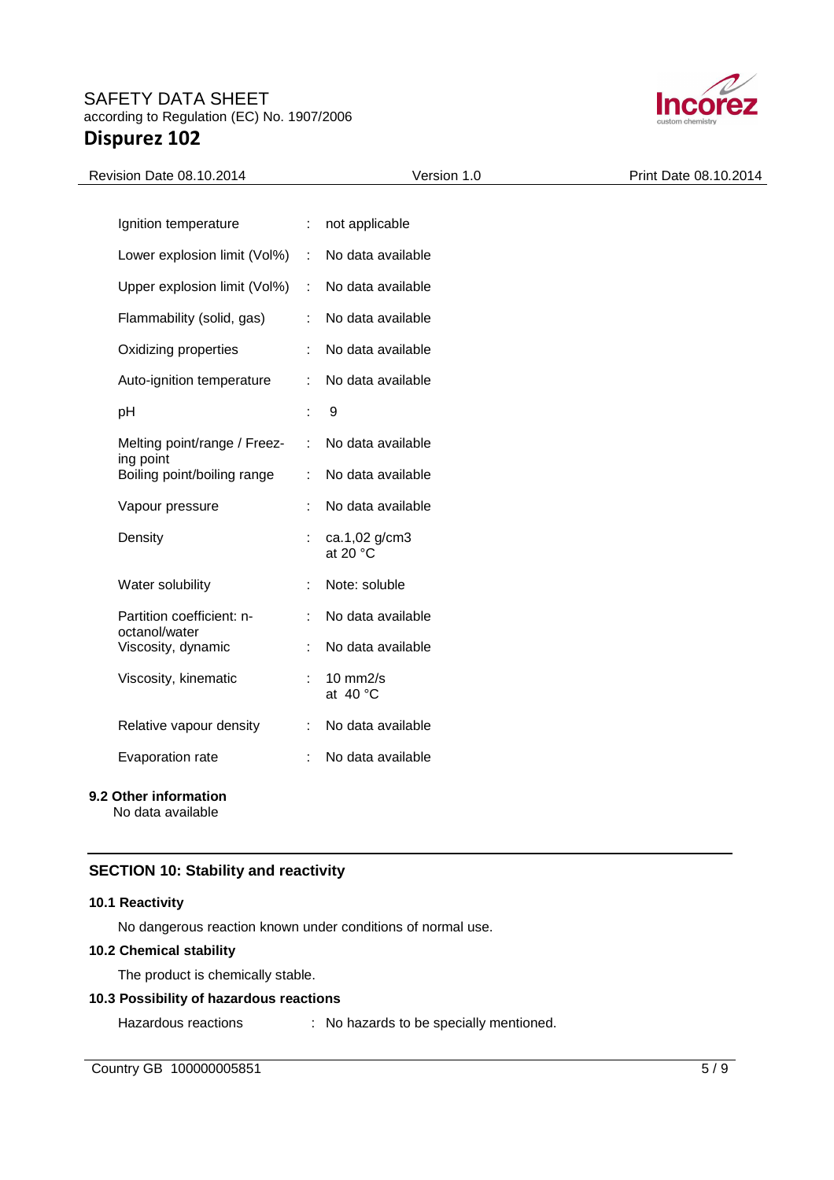| Property | | Value |
|---|---|---|
| Ignition temperature | : | not applicable |
| Lower explosion limit (Vol%) | : | No data available |
| Upper explosion limit (Vol%) | : | No data available |
| Flammability (solid, gas) | : | No data available |
| Oxidizing properties | : | No data available |
| Auto-ignition temperature | : | No data available |
| pH | : | 9 |
| Melting point/range / Freezing point | : | No data available |
| Boiling point/boiling range | : | No data available |
| Vapour pressure | : | No data available |
| Density | : | ca.1,02 g/cm3 at 20 °C |
| Water solubility | : | Note: soluble |
| Partition coefficient: n-octanol/water | : | No data available |
| Viscosity, dynamic | : | No data available |
| Viscosity, kinematic | : | 10 mm2/s at 40 °C |
| Relative vapour density | : | No data available |
| Evaporation rate | : | No data available |

### 9.2 Other information

No data available

## SECTION 10: Stability and reactivity

### 10.1 Reactivity

No dangerous reaction known under conditions of normal use.

### 10.2 Chemical stability

The product is chemically stable.

### 10.3 Possibility of hazardous reactions

Hazardous reactions : No hazards to be specially mentioned.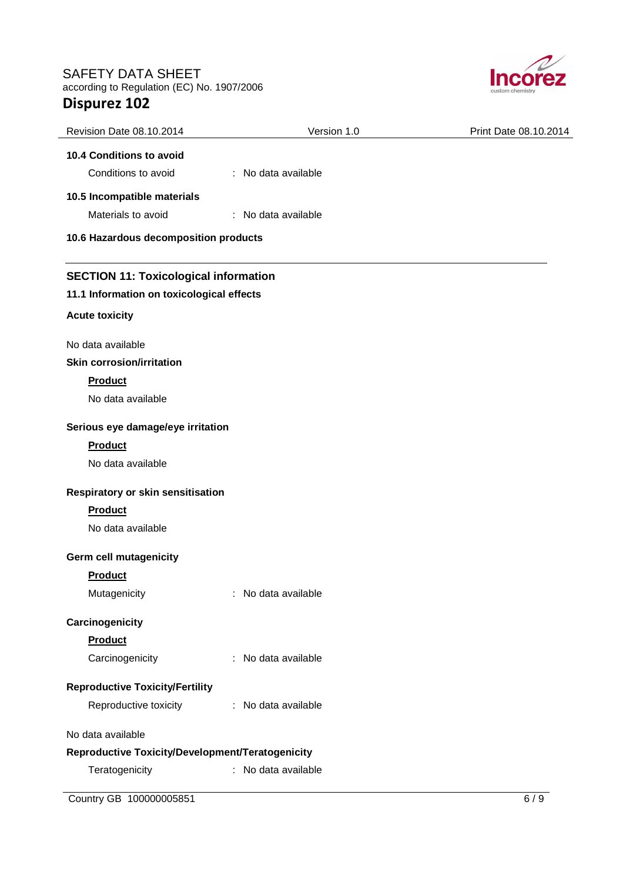### 10.4 Conditions to avoid

Conditions to avoid : No data available

### 10.5 Incompatible materials

Materials to avoid : No data available

### 10.6 Hazardous decomposition products

## SECTION 11: Toxicological information

### 11.1 Information on toxicological effects

**Acute toxicity**

No data available

**Skin corrosion/irritation**

**Product**

No data available

**Serious eye damage/eye irritation**

**Product**

No data available

**Respiratory or skin sensitisation**

**Product**

No data available

**Germ cell mutagenicity**

**Product**

Mutagenicity : No data available

**Carcinogenicity**

**Product**

Carcinogenicity : No data available

**Reproductive Toxicity/Fertility**

Reproductive toxicity : No data available

No data available

**Reproductive Toxicity/Development/Teratogenicity**

Teratogenicity : No data available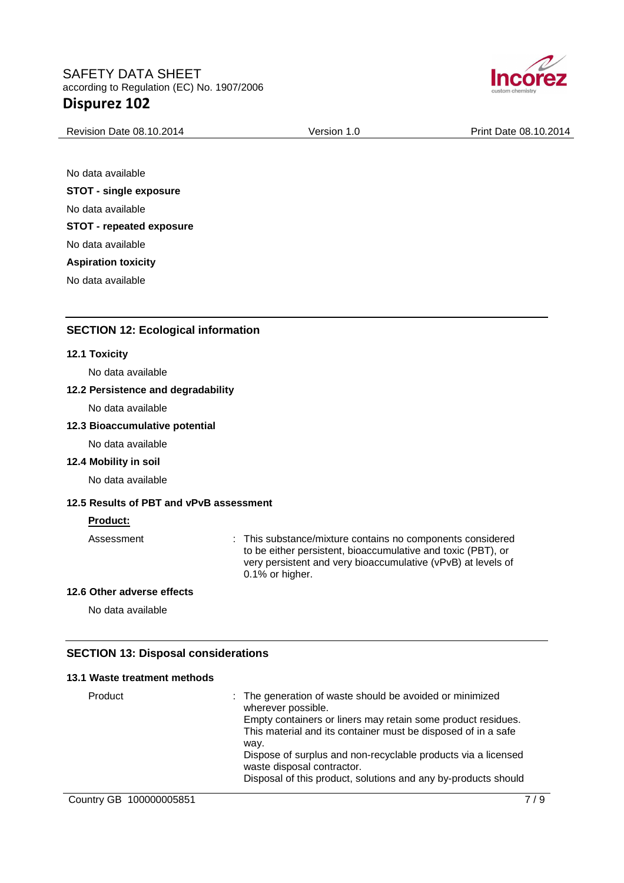No data available

**STOT - single exposure**

No data available

**STOT - repeated exposure**

No data available

**Aspiration toxicity**

No data available

## SECTION 12: Ecological information

### 12.1 Toxicity

No data available

### 12.2 Persistence and degradability

No data available

### 12.3 Bioaccumulative potential

No data available

### 12.4 Mobility in soil

No data available

### 12.5 Results of PBT and vPvB assessment

**Product:**

| | | |
|---|---|---|
| Assessment | : | This substance/mixture contains no components considered to be either persistent, bioaccumulative and toxic (PBT), or very persistent and very bioaccumulative (vPvB) at levels of 0.1% or higher. |

### 12.6 Other adverse effects

No data available

## SECTION 13: Disposal considerations

### 13.1 Waste treatment methods

| | | |
|---|---|---|
| Product | : | The generation of waste should be avoided or minimized wherever possible.<br>Empty containers or liners may retain some product residues.<br>This material and its container must be disposed of in a safe way.<br>Dispose of surplus and non-recyclable products via a licensed waste disposal contractor.<br>Disposal of this product, solutions and any by-products should |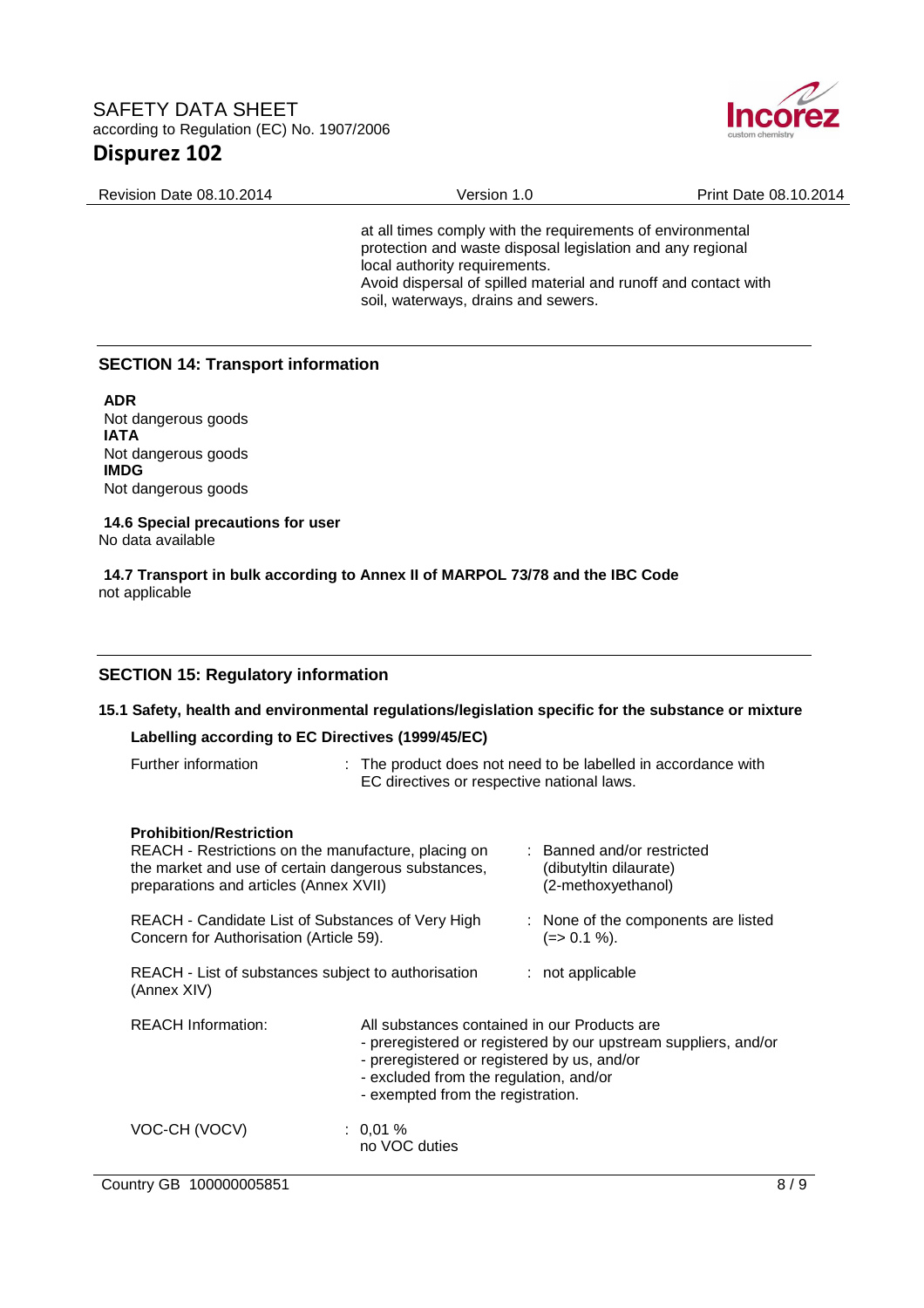at all times comply with the requirements of environmental protection and waste disposal legislation and any regional local authority requirements.
Avoid dispersal of spilled material and runoff and contact with soil, waterways, drains and sewers.

## SECTION 14: Transport information

**ADR**
Not dangerous goods
**IATA**
Not dangerous goods
**IMDG**
Not dangerous goods

**14.6 Special precautions for user**
No data available

**14.7 Transport in bulk according to Annex II of MARPOL 73/78 and the IBC Code**
not applicable

## SECTION 15: Regulatory information

### 15.1 Safety, health and environmental regulations/legislation specific for the substance or mixture

**Labelling according to EC Directives (1999/45/EC)**

Further information : The product does not need to be labelled in accordance with EC directives or respective national laws.

**Prohibition/Restriction**

REACH - Restrictions on the manufacture, placing on the market and use of certain dangerous substances, preparations and articles (Annex XVII) : Banned and/or restricted (dibutyltin dilaurate) (2-methoxyethanol)

REACH - Candidate List of Substances of Very High Concern for Authorisation (Article 59). : None of the components are listed (=> 0.1 %).

REACH - List of substances subject to authorisation (Annex XIV) : not applicable

REACH Information: All substances contained in our Products are
- preregistered or registered by our upstream suppliers, and/or
- preregistered or registered by us, and/or
- excluded from the regulation, and/or
- exempted from the registration.

VOC-CH (VOCV) : 0,01 %
no VOC duties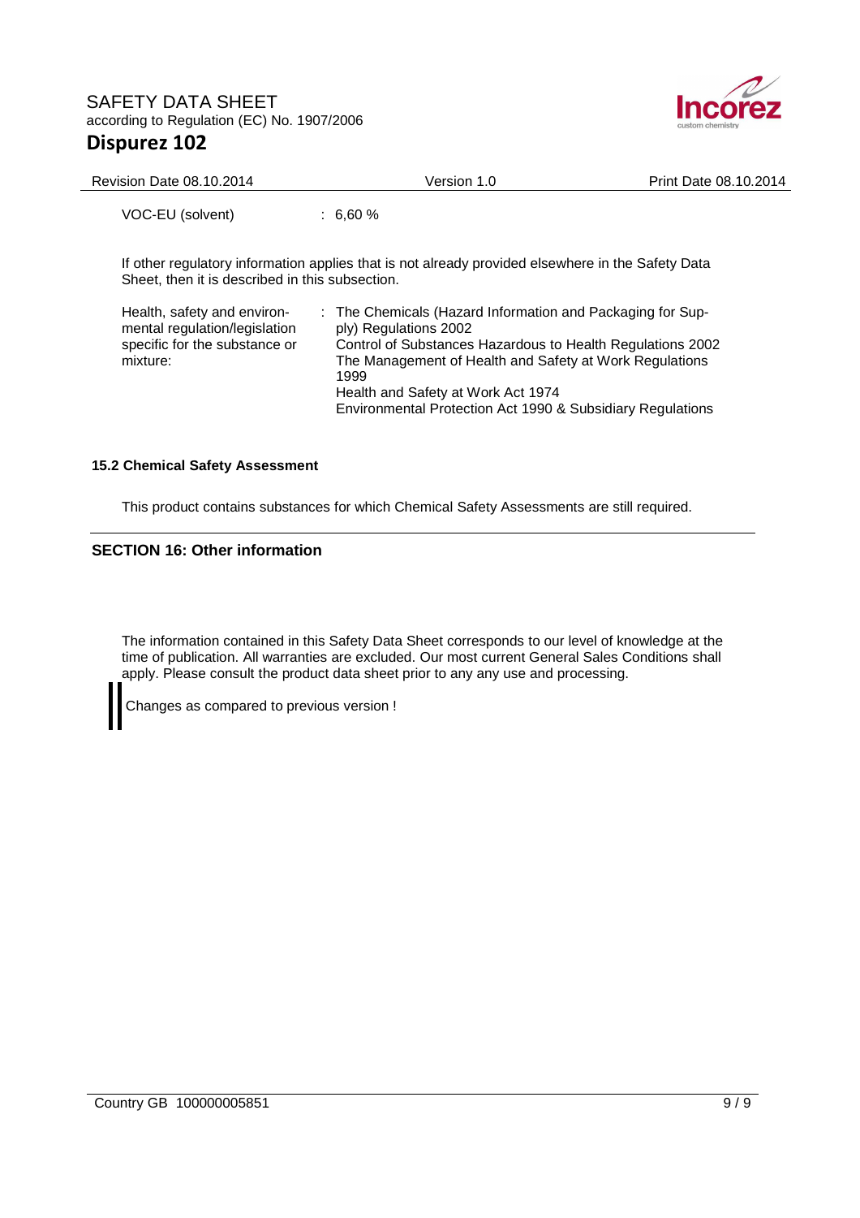VOC-EU (solvent) : 6,60 %

If other regulatory information applies that is not already provided elsewhere in the Safety Data Sheet, then it is described in this subsection.

| | |
|---|---|
| Health, safety and environmental regulation/legislation specific for the substance or mixture: | The Chemicals (Hazard Information and Packaging for Supply) Regulations 2002<br>Control of Substances Hazardous to Health Regulations 2002<br>The Management of Health and Safety at Work Regulations 1999<br>Health and Safety at Work Act 1974<br>Environmental Protection Act 1990 & Subsidiary Regulations |

### 15.2 Chemical Safety Assessment

This product contains substances for which Chemical Safety Assessments are still required.

## SECTION 16: Other information

The information contained in this Safety Data Sheet corresponds to our level of knowledge at the time of publication. All warranties are excluded. Our most current General Sales Conditions shall apply. Please consult the product data sheet prior to any any use and processing.

Changes as compared to previous version !